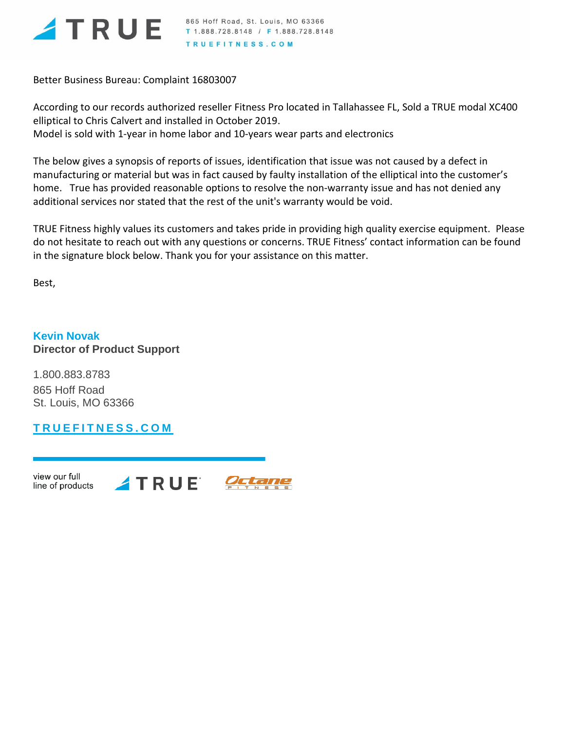TRUE

865 Hoff Road, St. Louis, MO 63366
T 1.888.728.8148 / F 1.888.728.8148
TRUEFITNESS.COM

Better Business Bureau: Complaint 16803007

According to our records authorized reseller Fitness Pro located in Tallahassee FL, Sold a TRUE modal XC400 elliptical to Chris Calvert and installed in October 2019.
Model is sold with 1-year in home labor and 10-years wear parts and electronics

The below gives a synopsis of reports of issues, identification that issue was not caused by a defect in manufacturing or material but was in fact caused by faulty installation of the elliptical into the customer's home. True has provided reasonable options to resolve the non-warranty issue and has not denied any additional services nor stated that the rest of the unit's warranty would be void.

TRUE Fitness highly values its customers and takes pride in providing high quality exercise equipment. Please do not hesitate to reach out with any questions or concerns. TRUE Fitness' contact information can be found in the signature block below. Thank you for your assistance on this matter.

Best,

**Kevin Novak**
**Director of Product Support**

1.800.883.8783
865 Hoff Road
St. Louis, MO 63366

**TRUEFITNESS.COM**

view our full
line of products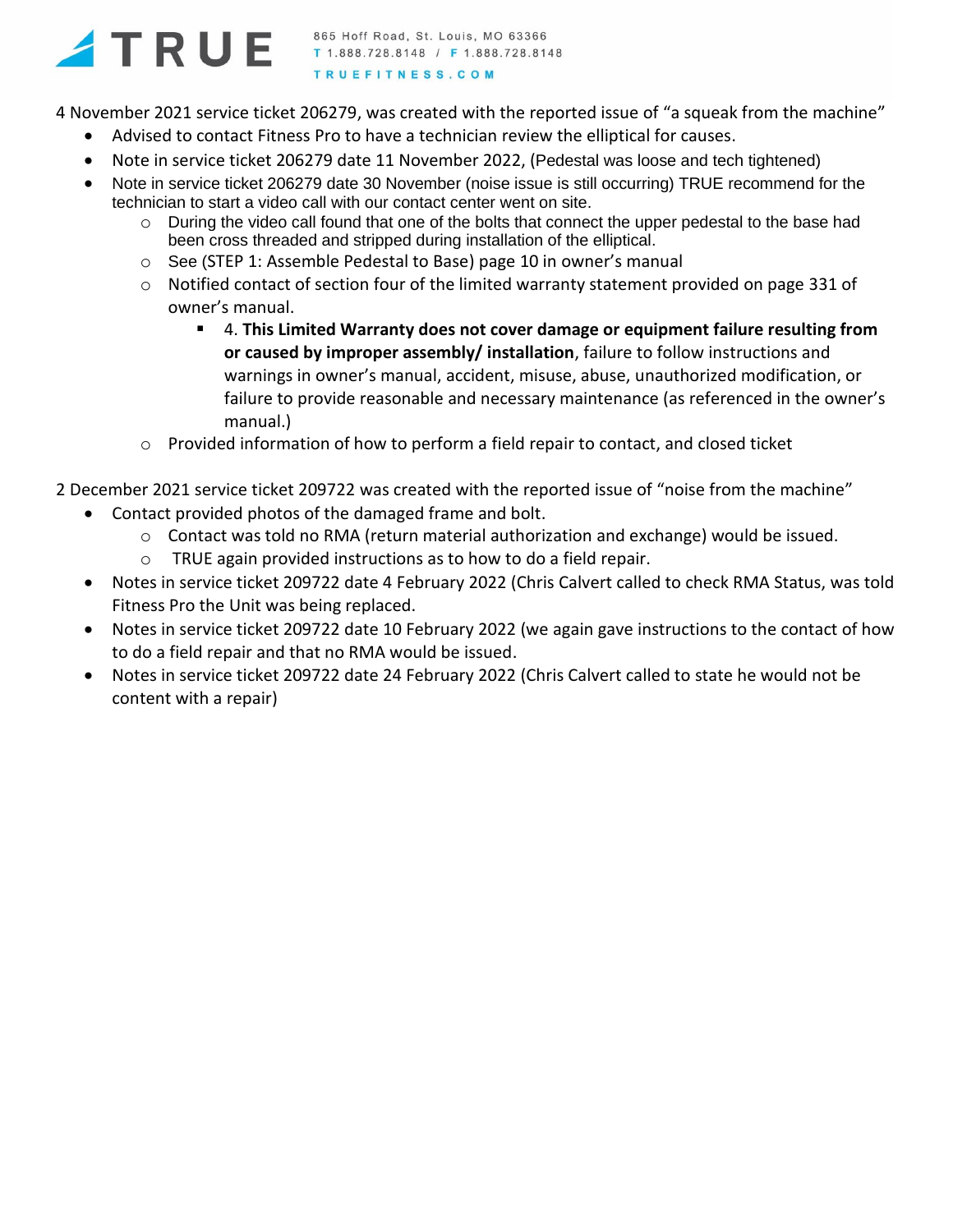4 November 2021 service ticket 206279, was created with the reported issue of "a squeak from the machine"

- Advised to contact Fitness Pro to have a technician review the elliptical for causes.
- Note in service ticket 206279 date 11 November 2022, (Pedestal was loose and tech tightened)
- Note in service ticket 206279 date 30 November (noise issue is still occurring) TRUE recommend for the technician to start a video call with our contact center went on site.
    - During the video call found that one of the bolts that connect the upper pedestal to the base had been cross threaded and stripped during installation of the elliptical.
    - See (STEP 1: Assemble Pedestal to Base) page 10 in owner's manual
    - Notified contact of section four of the limited warranty statement provided on page 331 of owner's manual.
        - 4. **This Limited Warranty does not cover damage or equipment failure resulting from or caused by improper assembly/ installation**, failure to follow instructions and warnings in owner's manual, accident, misuse, abuse, unauthorized modification, or failure to provide reasonable and necessary maintenance (as referenced in the owner's manual.)
    - Provided information of how to perform a field repair to contact, and closed ticket

2 December 2021 service ticket 209722 was created with the reported issue of "noise from the machine"

- Contact provided photos of the damaged frame and bolt.
    - Contact was told no RMA (return material authorization and exchange) would be issued.
    - TRUE again provided instructions as to how to do a field repair.
- Notes in service ticket 209722 date 4 February 2022 (Chris Calvert called to check RMA Status, was told Fitness Pro the Unit was being replaced.
- Notes in service ticket 209722 date 10 February 2022 (we again gave instructions to the contact of how to do a field repair and that no RMA would be issued.
- Notes in service ticket 209722 date 24 February 2022 (Chris Calvert called to state he would not be content with a repair)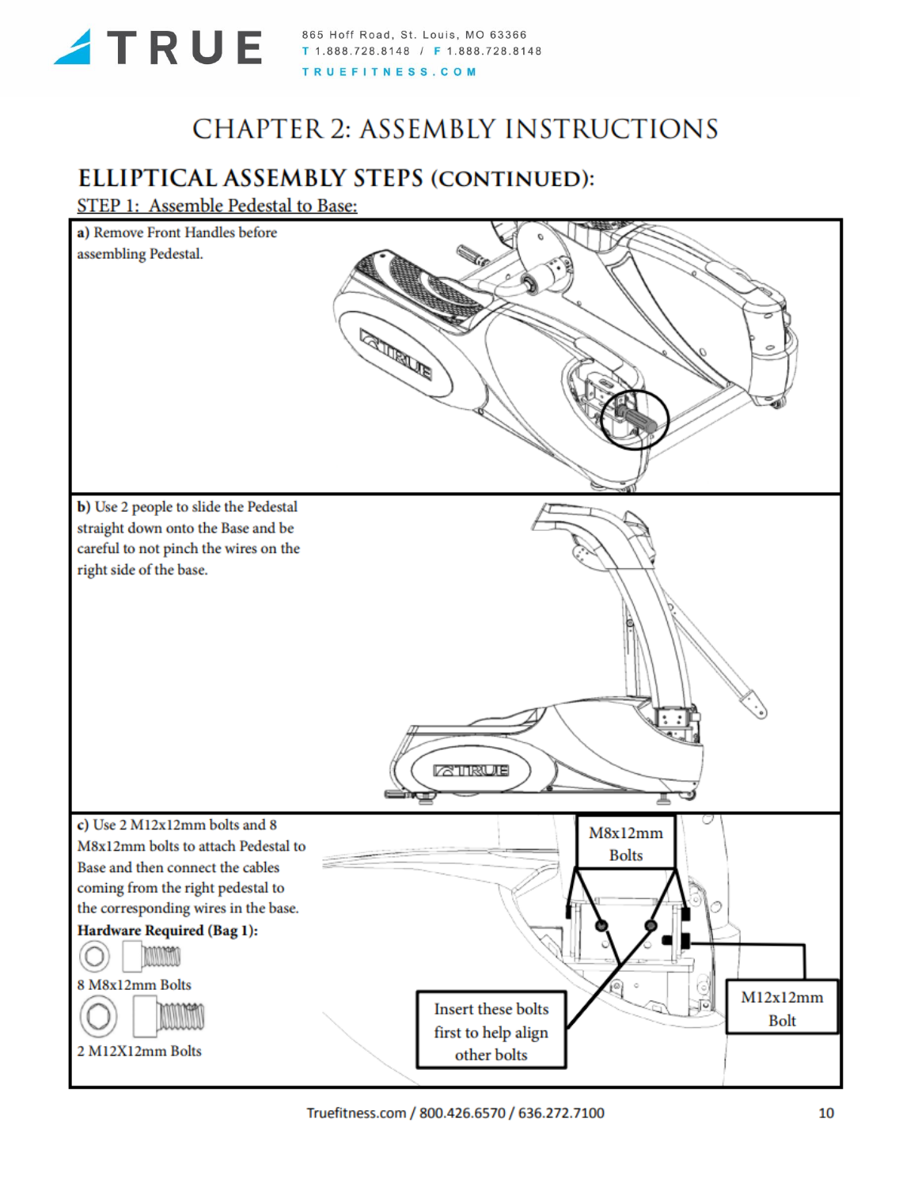# CHAPTER 2: ASSEMBLY INSTRUCTIONS

## ELLIPTICAL ASSEMBLY STEPS (CONTINUED):

### STEP 1: Assemble Pedestal to Base:

**a)** Remove Front Handles before assembling Pedestal.

**b)** Use 2 people to slide the Pedestal straight down onto the Base and be careful to not pinch the wires on the right side of the base.

**c)** Use 2 M12x12mm bolts and 8 M8x12mm bolts to attach Pedestal to Base and then connect the cables coming from the right pedestal to the corresponding wires in the base.

**Hardware Required (Bag 1):**

8 M8x12mm Bolts

2 M12X12mm Bolts

M8x12mm Bolts

Insert these bolts first to help align other bolts

M12x12mm Bolt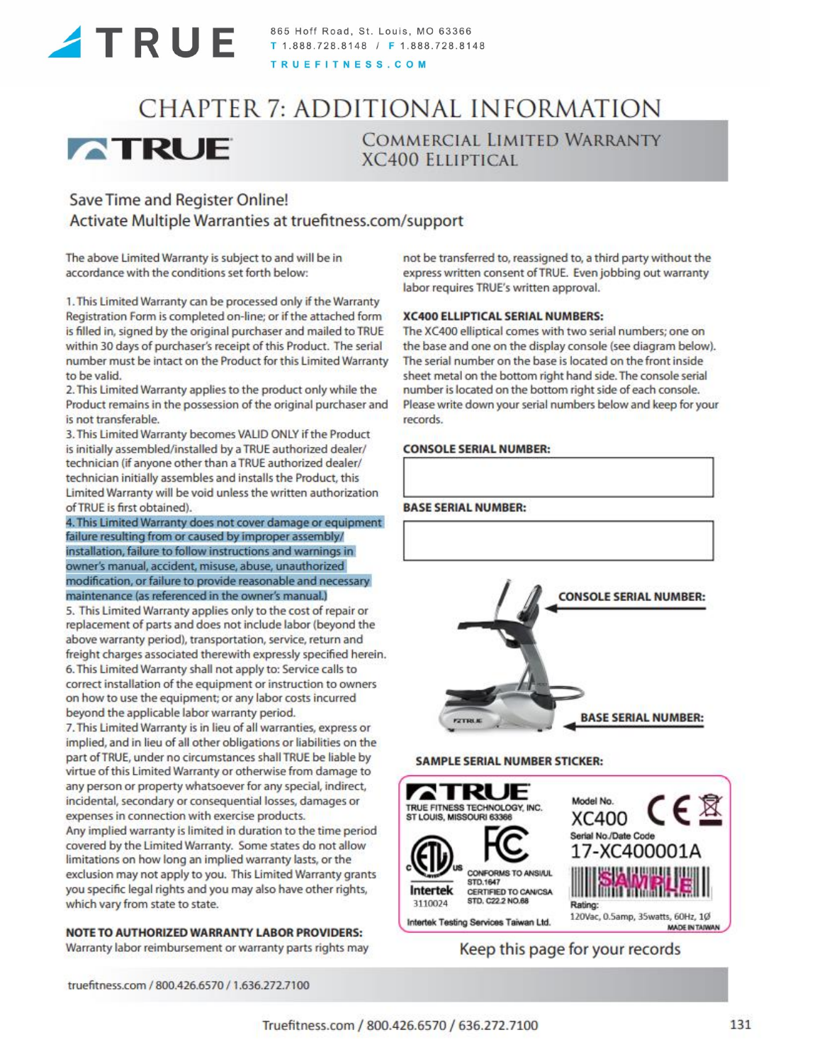# CHAPTER 7: ADDITIONAL INFORMATION

## COMMERCIAL LIMITED WARRANTY XC400 ELLIPTICAL

### Save Time and Register Online!
### Activate Multiple Warranties at truefitness.com/support

The above Limited Warranty is subject to and will be in accordance with the conditions set forth below:

1. This Limited Warranty can be processed only if the Warranty Registration Form is completed on-line; or if the attached form is filled in, signed by the original purchaser and mailed to TRUE within 30 days of purchaser's receipt of this Product. The serial number must be intact on the Product for this Limited Warranty to be valid.
2. This Limited Warranty applies to the product only while the Product remains in the possession of the original purchaser and is not transferable.
3. This Limited Warranty becomes VALID ONLY if the Product is initially assembled/installed by a TRUE authorized dealer/ technician (if anyone other than a TRUE authorized dealer/ technician initially assembles and installs the Product, this Limited Warranty will be void unless the written authorization of TRUE is first obtained).
4. This Limited Warranty does not cover damage or equipment failure resulting from or caused by improper assembly/ installation, failure to follow instructions and warnings in owner's manual, accident, misuse, abuse, unauthorized modification, or failure to provide reasonable and necessary maintenance (as referenced in the owner's manual.)
5. This Limited Warranty applies only to the cost of repair or replacement of parts and does not include labor (beyond the above warranty period), transportation, service, return and freight charges associated therewith expressly specified herein.
6. This Limited Warranty shall not apply to: Service calls to correct installation of the equipment or instruction to owners on how to use the equipment; or any labor costs incurred beyond the applicable labor warranty period.
7. This Limited Warranty is in lieu of all warranties, express or implied, and in lieu of all other obligations or liabilities on the part of TRUE, under no circumstances shall TRUE be liable by virtue of this Limited Warranty or otherwise from damage to any person or property whatsoever for any special, indirect, incidental, secondary or consequential losses, damages or expenses in connection with exercise products.

Any implied warranty is limited in duration to the time period covered by the Limited Warranty. Some states do not allow limitations on how long an implied warranty lasts, or the exclusion may not apply to you. This Limited Warranty grants you specific legal rights and you may also have other rights, which vary from state to state.

**NOTE TO AUTHORIZED WARRANTY LABOR PROVIDERS:**
Warranty labor reimbursement or warranty parts rights may not be transferred to, reassigned to, a third party without the express written consent of TRUE. Even jobbing out warranty labor requires TRUE's written approval.

**XC400 ELLIPTICAL SERIAL NUMBERS:**
The XC400 elliptical comes with two serial numbers; one on the base and one on the display console (see diagram below). The serial number on the base is located on the front inside sheet metal on the bottom right hand side. The console serial number is located on the bottom right side of each console. Please write down your serial numbers below and keep for your records.

**CONSOLE SERIAL NUMBER:**

**BASE SERIAL NUMBER:**

CONSOLE SERIAL NUMBER:

BASE SERIAL NUMBER:

**SAMPLE SERIAL NUMBER STICKER:**

TRUE
TRUE FITNESS TECHNOLOGY, INC.
ST LOUIS, MISSOURI 63366
Intertek 3110024
CONFORMS TO ANSI/UL STD.1647
CERTIFIED TO CAN/CSA STD. C22.2 NO.68
Intertek Testing Services Taiwan Ltd.
Model No. XC400
Serial No./Date Code 17-XC400001A
SAMPLE
Rating: 120Vac, 0.5amp, 35watts, 60Hz, 1Ø
MADE IN TAIWAN

Keep this page for your records

truefitness.com / 800.426.6570 / 1.636.272.7100